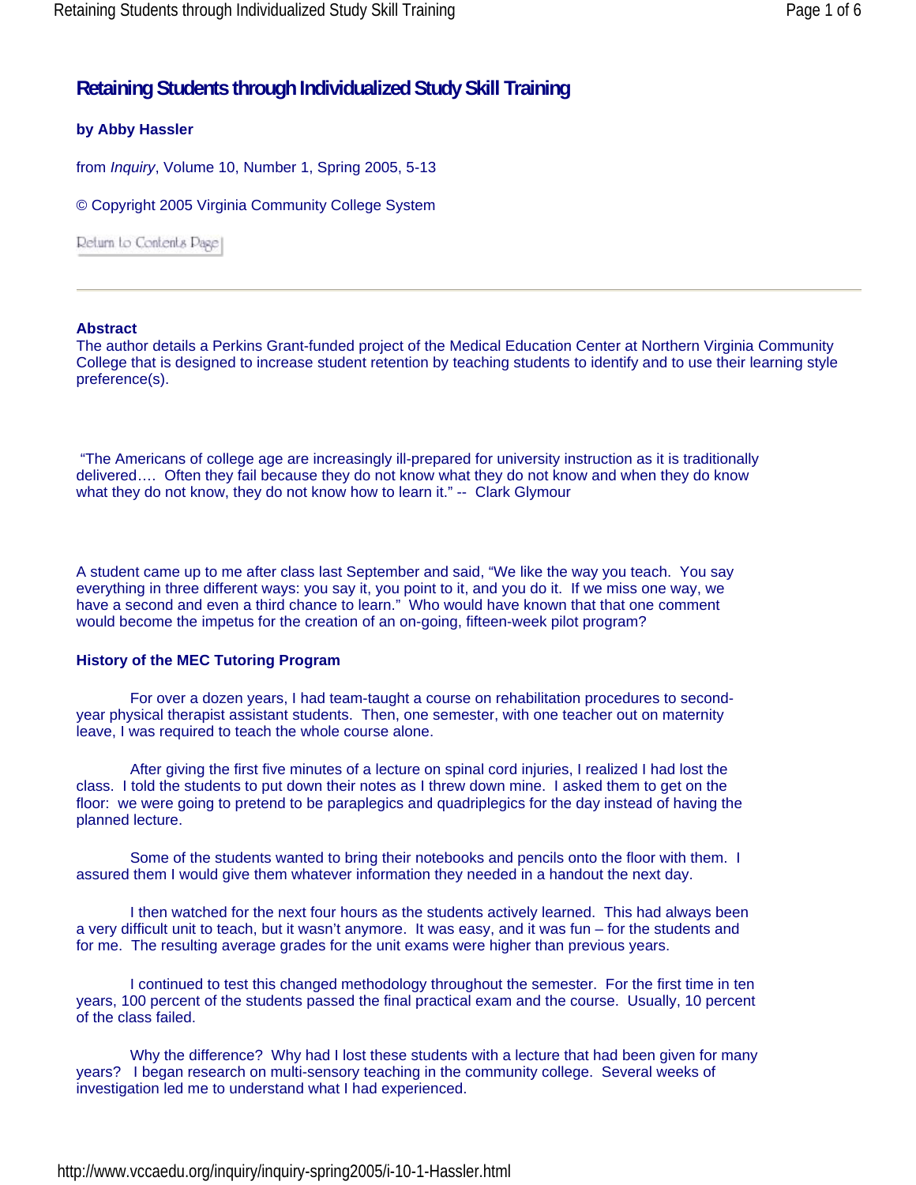# Retaining Students through Individualized Study Skill Training

**by Abby Hassler**

from *Inquiry*, Volume 10, Number 1, Spring 2005, 5-13

© Copyright 2005 Virginia Community College System

Return to Contents Page

---

**Abstract**

The author details a Perkins Grant-funded project of the Medical Education Center at Northern Virginia Community College that is designed to increase student retention by teaching students to identify and to use their learning style preference(s).

"The Americans of college age are increasingly ill-prepared for university instruction as it is traditionally delivered…. Often they fail because they do not know what they do not know and when they do know what they do not know, they do not know how to learn it." -- Clark Glymour

A student came up to me after class last September and said, "We like the way you teach. You say everything in three different ways: you say it, you point to it, and you do it. If we miss one way, we have a second and even a third chance to learn." Who would have known that that one comment would become the impetus for the creation of an on-going, fifteen-week pilot program?

**History of the MEC Tutoring Program**

For over a dozen years, I had team-taught a course on rehabilitation procedures to second-year physical therapist assistant students. Then, one semester, with one teacher out on maternity leave, I was required to teach the whole course alone.

After giving the first five minutes of a lecture on spinal cord injuries, I realized I had lost the class. I told the students to put down their notes as I threw down mine. I asked them to get on the floor: we were going to pretend to be paraplegics and quadriplegics for the day instead of having the planned lecture.

Some of the students wanted to bring their notebooks and pencils onto the floor with them. I assured them I would give them whatever information they needed in a handout the next day.

I then watched for the next four hours as the students actively learned. This had always been a very difficult unit to teach, but it wasn't anymore. It was easy, and it was fun – for the students and for me. The resulting average grades for the unit exams were higher than previous years.

I continued to test this changed methodology throughout the semester. For the first time in ten years, 100 percent of the students passed the final practical exam and the course. Usually, 10 percent of the class failed.

Why the difference? Why had I lost these students with a lecture that had been given for many years? I began research on multi-sensory teaching in the community college. Several weeks of investigation led me to understand what I had experienced.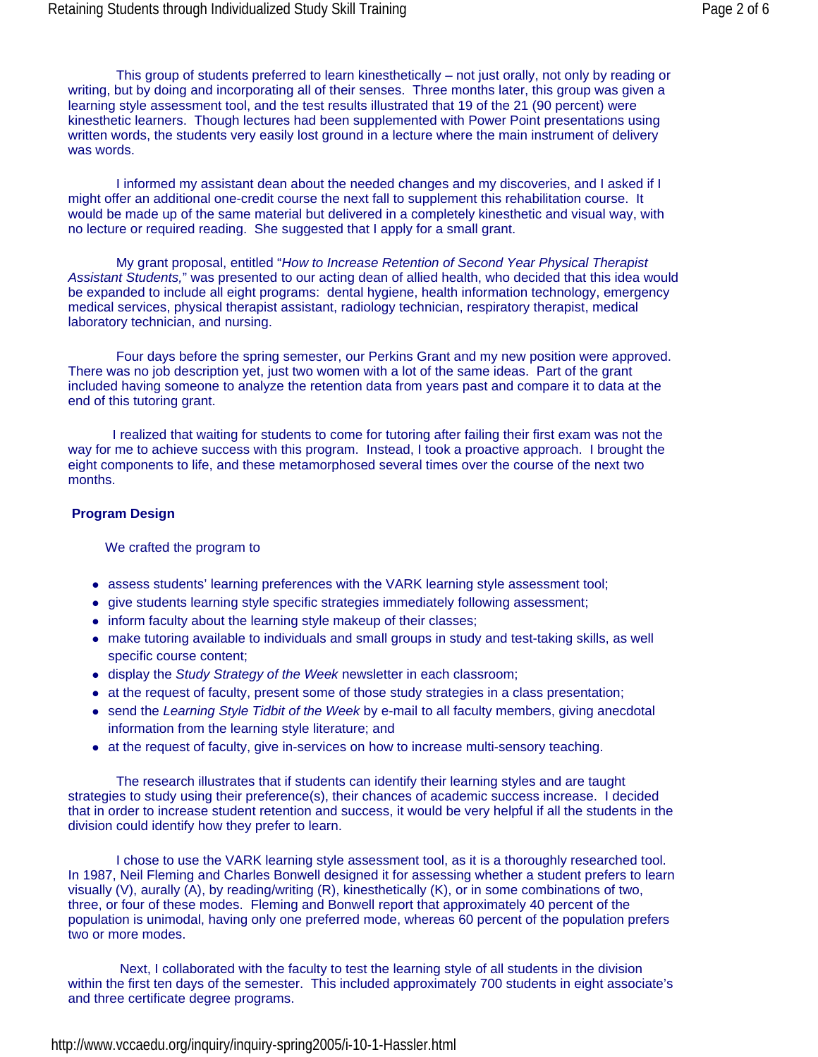This group of students preferred to learn kinesthetically – not just orally, not only by reading or writing, but by doing and incorporating all of their senses. Three months later, this group was given a learning style assessment tool, and the test results illustrated that 19 of the 21 (90 percent) were kinesthetic learners. Though lectures had been supplemented with Power Point presentations using written words, the students very easily lost ground in a lecture where the main instrument of delivery was words.

I informed my assistant dean about the needed changes and my discoveries, and I asked if I might offer an additional one-credit course the next fall to supplement this rehabilitation course. It would be made up of the same material but delivered in a completely kinesthetic and visual way, with no lecture or required reading. She suggested that I apply for a small grant.

My grant proposal, entitled "*How to Increase Retention of Second Year Physical Therapist Assistant Students,*" was presented to our acting dean of allied health, who decided that this idea would be expanded to include all eight programs: dental hygiene, health information technology, emergency medical services, physical therapist assistant, radiology technician, respiratory therapist, medical laboratory technician, and nursing.

Four days before the spring semester, our Perkins Grant and my new position were approved. There was no job description yet, just two women with a lot of the same ideas. Part of the grant included having someone to analyze the retention data from years past and compare it to data at the end of this tutoring grant.

I realized that waiting for students to come for tutoring after failing their first exam was not the way for me to achieve success with this program. Instead, I took a proactive approach. I brought the eight components to life, and these metamorphosed several times over the course of the next two months.

**Program Design**

We crafted the program to

- assess students' learning preferences with the VARK learning style assessment tool;
- give students learning style specific strategies immediately following assessment;
- inform faculty about the learning style makeup of their classes;
- make tutoring available to individuals and small groups in study and test-taking skills, as well specific course content;
- display the *Study Strategy of the Week* newsletter in each classroom;
- at the request of faculty, present some of those study strategies in a class presentation;
- send the *Learning Style Tidbit of the Week* by e-mail to all faculty members, giving anecdotal information from the learning style literature; and
- at the request of faculty, give in-services on how to increase multi-sensory teaching.

The research illustrates that if students can identify their learning styles and are taught strategies to study using their preference(s), their chances of academic success increase. I decided that in order to increase student retention and success, it would be very helpful if all the students in the division could identify how they prefer to learn.

I chose to use the VARK learning style assessment tool, as it is a thoroughly researched tool. In 1987, Neil Fleming and Charles Bonwell designed it for assessing whether a student prefers to learn visually (V), aurally (A), by reading/writing (R), kinesthetically (K), or in some combinations of two, three, or four of these modes. Fleming and Bonwell report that approximately 40 percent of the population is unimodal, having only one preferred mode, whereas 60 percent of the population prefers two or more modes.

Next, I collaborated with the faculty to test the learning style of all students in the division within the first ten days of the semester. This included approximately 700 students in eight associate's and three certificate degree programs.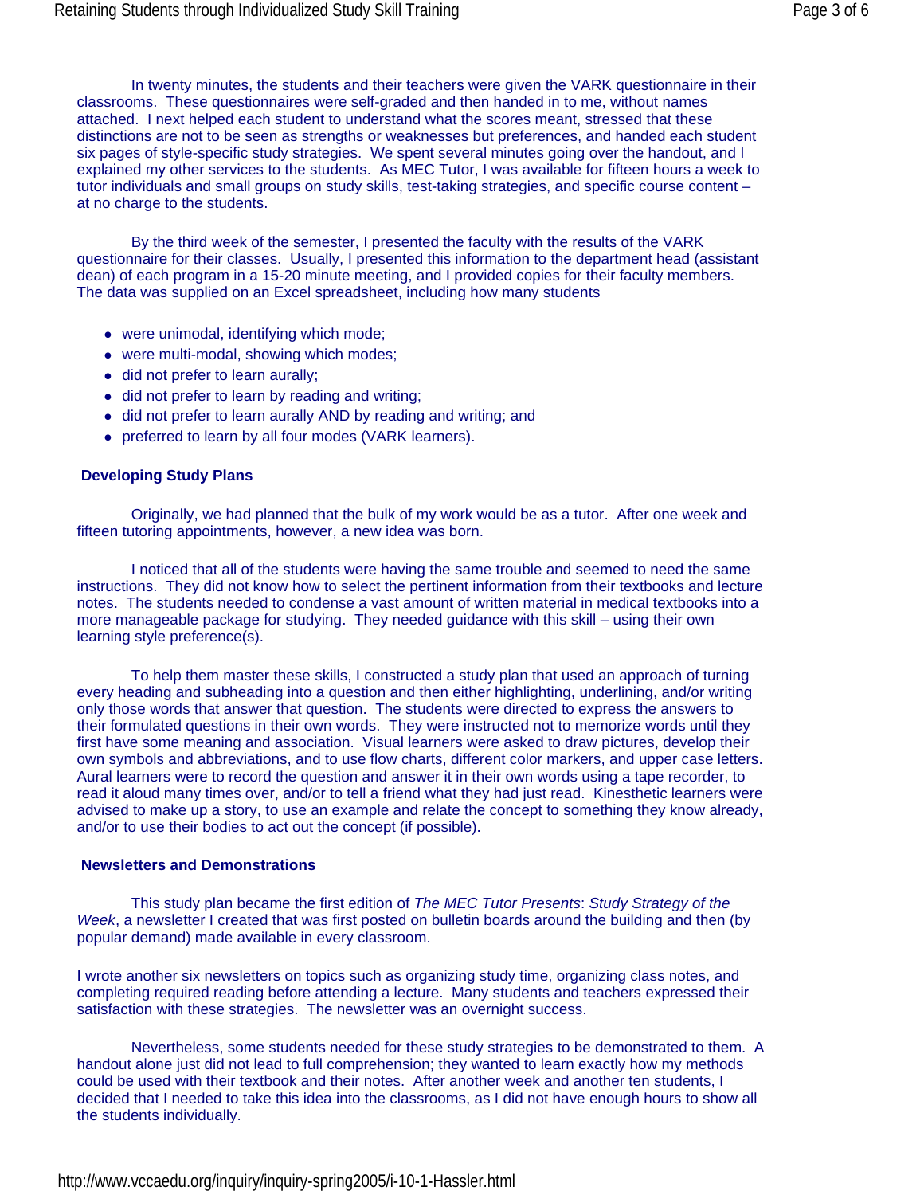In twenty minutes, the students and their teachers were given the VARK questionnaire in their classrooms. These questionnaires were self-graded and then handed in to me, without names attached. I next helped each student to understand what the scores meant, stressed that these distinctions are not to be seen as strengths or weaknesses but preferences, and handed each student six pages of style-specific study strategies. We spent several minutes going over the handout, and I explained my other services to the students. As MEC Tutor, I was available for fifteen hours a week to tutor individuals and small groups on study skills, test-taking strategies, and specific course content – at no charge to the students.

By the third week of the semester, I presented the faculty with the results of the VARK questionnaire for their classes. Usually, I presented this information to the department head (assistant dean) of each program in a 15-20 minute meeting, and I provided copies for their faculty members. The data was supplied on an Excel spreadsheet, including how many students

- were unimodal, identifying which mode;
- were multi-modal, showing which modes;
- did not prefer to learn aurally;
- did not prefer to learn by reading and writing;
- did not prefer to learn aurally AND by reading and writing; and
- preferred to learn by all four modes (VARK learners).

### Developing Study Plans

Originally, we had planned that the bulk of my work would be as a tutor. After one week and fifteen tutoring appointments, however, a new idea was born.

I noticed that all of the students were having the same trouble and seemed to need the same instructions. They did not know how to select the pertinent information from their textbooks and lecture notes. The students needed to condense a vast amount of written material in medical textbooks into a more manageable package for studying. They needed guidance with this skill – using their own learning style preference(s).

To help them master these skills, I constructed a study plan that used an approach of turning every heading and subheading into a question and then either highlighting, underlining, and/or writing only those words that answer that question. The students were directed to express the answers to their formulated questions in their own words. They were instructed not to memorize words until they first have some meaning and association. Visual learners were asked to draw pictures, develop their own symbols and abbreviations, and to use flow charts, different color markers, and upper case letters. Aural learners were to record the question and answer it in their own words using a tape recorder, to read it aloud many times over, and/or to tell a friend what they had just read. Kinesthetic learners were advised to make up a story, to use an example and relate the concept to something they know already, and/or to use their bodies to act out the concept (if possible).

### Newsletters and Demonstrations

This study plan became the first edition of *The MEC Tutor Presents*: *Study Strategy of the Week*, a newsletter I created that was first posted on bulletin boards around the building and then (by popular demand) made available in every classroom.

I wrote another six newsletters on topics such as organizing study time, organizing class notes, and completing required reading before attending a lecture. Many students and teachers expressed their satisfaction with these strategies. The newsletter was an overnight success.

Nevertheless, some students needed for these study strategies to be demonstrated to them. A handout alone just did not lead to full comprehension; they wanted to learn exactly how my methods could be used with their textbook and their notes. After another week and another ten students, I decided that I needed to take this idea into the classrooms, as I did not have enough hours to show all the students individually.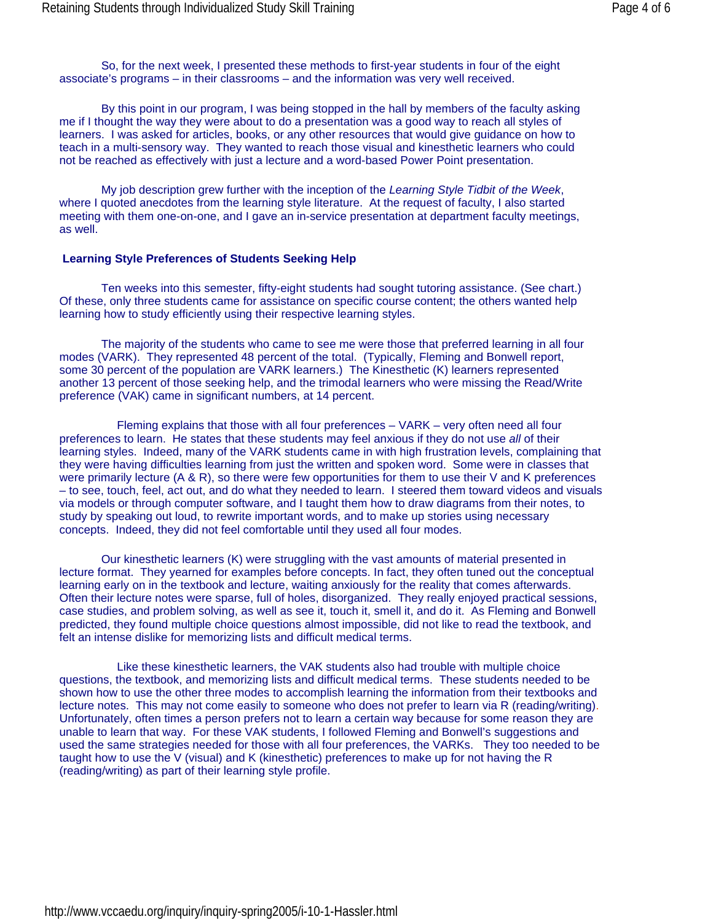So, for the next week, I presented these methods to first-year students in four of the eight associate's programs – in their classrooms – and the information was very well received.

By this point in our program, I was being stopped in the hall by members of the faculty asking me if I thought the way they were about to do a presentation was a good way to reach all styles of learners. I was asked for articles, books, or any other resources that would give guidance on how to teach in a multi-sensory way. They wanted to reach those visual and kinesthetic learners who could not be reached as effectively with just a lecture and a word-based Power Point presentation.

My job description grew further with the inception of the *Learning Style Tidbit of the Week*, where I quoted anecdotes from the learning style literature. At the request of faculty, I also started meeting with them one-on-one, and I gave an in-service presentation at department faculty meetings, as well.

**Learning Style Preferences of Students Seeking Help**

Ten weeks into this semester, fifty-eight students had sought tutoring assistance. (See chart.) Of these, only three students came for assistance on specific course content; the others wanted help learning how to study efficiently using their respective learning styles.

The majority of the students who came to see me were those that preferred learning in all four modes (VARK). They represented 48 percent of the total. (Typically, Fleming and Bonwell report, some 30 percent of the population are VARK learners.) The Kinesthetic (K) learners represented another 13 percent of those seeking help, and the trimodal learners who were missing the Read/Write preference (VAK) came in significant numbers, at 14 percent.

Fleming explains that those with all four preferences – VARK – very often need all four preferences to learn. He states that these students may feel anxious if they do not use *all* of their learning styles. Indeed, many of the VARK students came in with high frustration levels, complaining that they were having difficulties learning from just the written and spoken word. Some were in classes that were primarily lecture (A & R), so there were few opportunities for them to use their V and K preferences – to see, touch, feel, act out, and do what they needed to learn. I steered them toward videos and visuals via models or through computer software, and I taught them how to draw diagrams from their notes, to study by speaking out loud, to rewrite important words, and to make up stories using necessary concepts. Indeed, they did not feel comfortable until they used all four modes.

Our kinesthetic learners (K) were struggling with the vast amounts of material presented in lecture format. They yearned for examples before concepts. In fact, they often tuned out the conceptual learning early on in the textbook and lecture, waiting anxiously for the reality that comes afterwards. Often their lecture notes were sparse, full of holes, disorganized. They really enjoyed practical sessions, case studies, and problem solving, as well as see it, touch it, smell it, and do it. As Fleming and Bonwell predicted, they found multiple choice questions almost impossible, did not like to read the textbook, and felt an intense dislike for memorizing lists and difficult medical terms.

Like these kinesthetic learners, the VAK students also had trouble with multiple choice questions, the textbook, and memorizing lists and difficult medical terms. These students needed to be shown how to use the other three modes to accomplish learning the information from their textbooks and lecture notes. This may not come easily to someone who does not prefer to learn via R (reading/writing). Unfortunately, often times a person prefers not to learn a certain way because for some reason they are unable to learn that way. For these VAK students, I followed Fleming and Bonwell's suggestions and used the same strategies needed for those with all four preferences, the VARKs. They too needed to be taught how to use the V (visual) and K (kinesthetic) preferences to make up for not having the R (reading/writing) as part of their learning style profile.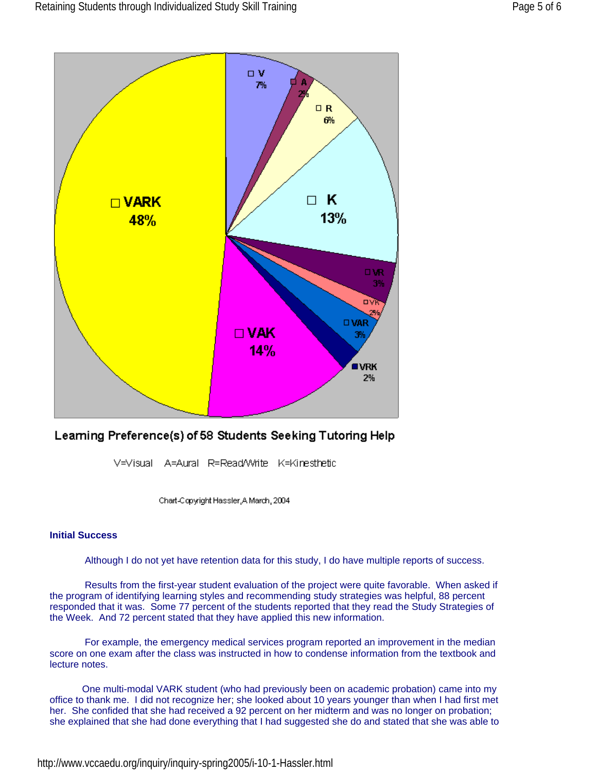| Learning Preference | Percent |
|---|---|
| V | 7% |
| A | 2% |
| R | 6% |
| K | 13% |
| VR | 3% |
| VK | 2% |
| VAR | 3% |
| VRK | 2% |
| VAK | 14% |
| VARK | 48% |

Learning Preference(s) of 58 Students Seeking Tutoring Help

V=Visual A=Aural R=Read/Write K=Kinesthetic

Chart-Copyright Hassler, A March, 2004

**Initial Success**

Although I do not yet have retention data for this study, I do have multiple reports of success.

Results from the first-year student evaluation of the project were quite favorable. When asked if the program of identifying learning styles and recommending study strategies was helpful, 88 percent responded that it was. Some 77 percent of the students reported that they read the Study Strategies of the Week. And 72 percent stated that they have applied this new information.

For example, the emergency medical services program reported an improvement in the median score on one exam after the class was instructed in how to condense information from the textbook and lecture notes.

One multi-modal VARK student (who had previously been on academic probation) came into my office to thank me. I did not recognize her; she looked about 10 years younger than when I had first met her. She confided that she had received a 92 percent on her midterm and was no longer on probation; she explained that she had done everything that I had suggested she do and stated that she was able to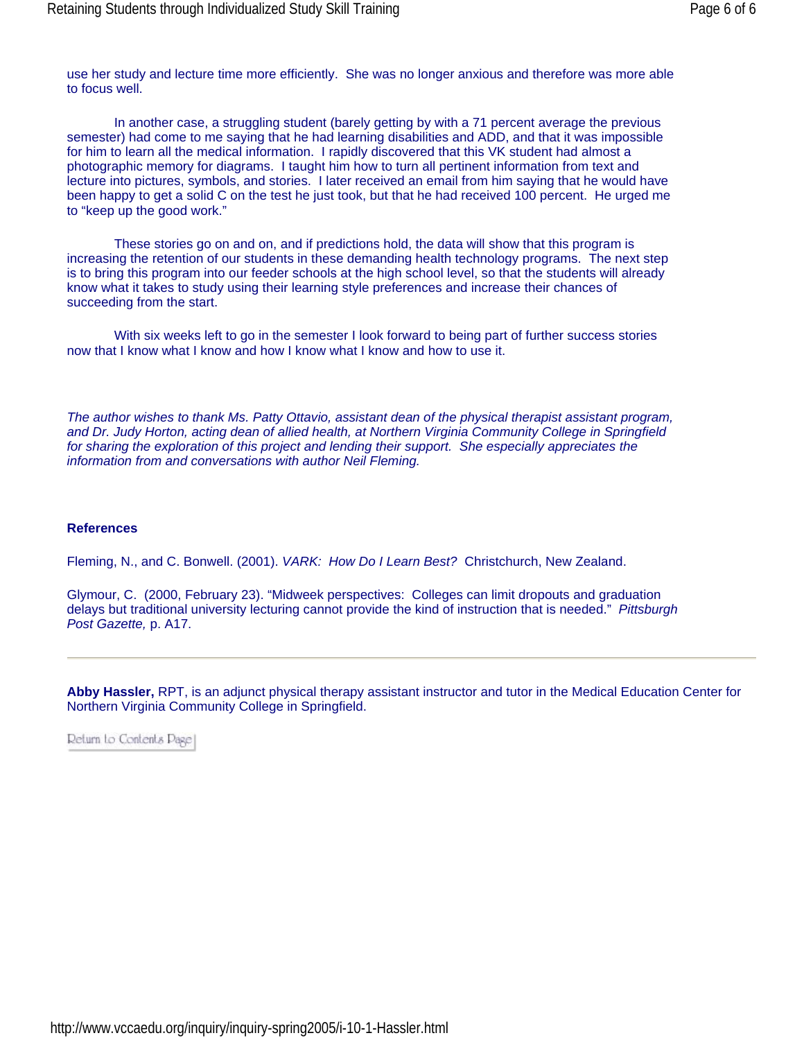use her study and lecture time more efficiently. She was no longer anxious and therefore was more able to focus well.

In another case, a struggling student (barely getting by with a 71 percent average the previous semester) had come to me saying that he had learning disabilities and ADD, and that it was impossible for him to learn all the medical information. I rapidly discovered that this VK student had almost a photographic memory for diagrams. I taught him how to turn all pertinent information from text and lecture into pictures, symbols, and stories. I later received an email from him saying that he would have been happy to get a solid C on the test he just took, but that he had received 100 percent. He urged me to "keep up the good work."

These stories go on and on, and if predictions hold, the data will show that this program is increasing the retention of our students in these demanding health technology programs. The next step is to bring this program into our feeder schools at the high school level, so that the students will already know what it takes to study using their learning style preferences and increase their chances of succeeding from the start.

With six weeks left to go in the semester I look forward to being part of further success stories now that I know what I know and how I know what I know and how to use it.

*The author wishes to thank Ms. Patty Ottavio, assistant dean of the physical therapist assistant program, and Dr. Judy Horton, acting dean of allied health, at Northern Virginia Community College in Springfield for sharing the exploration of this project and lending their support. She especially appreciates the information from and conversations with author Neil Fleming.*

**References**

Fleming, N., and C. Bonwell. (2001). *VARK: How Do I Learn Best?* Christchurch, New Zealand.

Glymour, C. (2000, February 23). "Midweek perspectives: Colleges can limit dropouts and graduation delays but traditional university lecturing cannot provide the kind of instruction that is needed." *Pittsburgh Post Gazette,* p. A17.

---

**Abby Hassler,** RPT, is an adjunct physical therapy assistant instructor and tutor in the Medical Education Center for Northern Virginia Community College in Springfield.

Return to Contents Page